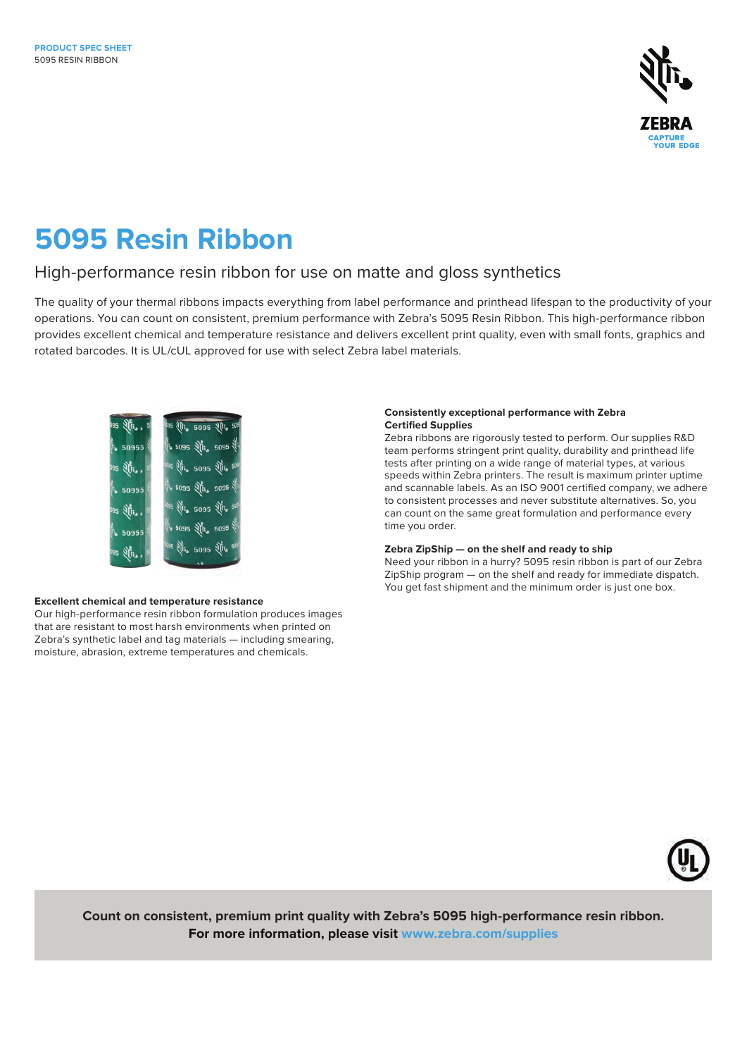PRODUCT SPEC SHEET
5095 RESIN RIBBON

# 5095 Resin Ribbon

## High-performance resin ribbon for use on matte and gloss synthetics

The quality of your thermal ribbons impacts everything from label performance and printhead lifespan to the productivity of your operations. You can count on consistent, premium performance with Zebra's 5095 Resin Ribbon. This high-performance ribbon provides excellent chemical and temperature resistance and delivers excellent print quality, even with small fonts, graphics and rotated barcodes. It is UL/cUL approved for use with select Zebra label materials.

**Excellent chemical and temperature resistance**
Our high-performance resin ribbon formulation produces images that are resistant to most harsh environments when printed on Zebra's synthetic label and tag materials — including smearing, moisture, abrasion, extreme temperatures and chemicals.

**Consistently exceptional performance with Zebra Certified Supplies**
Zebra ribbons are rigorously tested to perform. Our supplies R&D team performs stringent print quality, durability and printhead life tests after printing on a wide range of material types, at various speeds within Zebra printers. The result is maximum printer uptime and scannable labels. As an ISO 9001 certified company, we adhere to consistent processes and never substitute alternatives. So, you can count on the same great formulation and performance every time you order.

**Zebra ZipShip — on the shelf and ready to ship**
Need your ribbon in a hurry? 5095 resin ribbon is part of our Zebra ZipShip program — on the shelf and ready for immediate dispatch. You get fast shipment and the minimum order is just one box.

**Count on consistent, premium print quality with Zebra's 5095 high-performance resin ribbon. For more information, please visit www.zebra.com/supplies**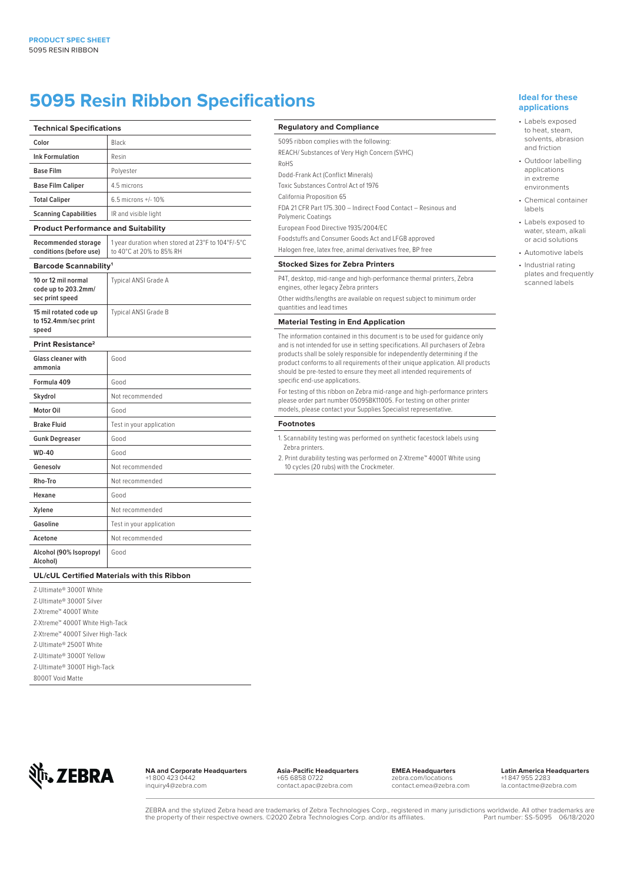**PRODUCT SPEC SHEET**
5095 RESIN RIBBON

# 5095 Resin Ribbon Specifications

| Technical Specifications | |
|---|---|
| **Color** | Black |
| **Ink Formulation** | Resin |
| **Base Film** | Polyester |
| **Base Film Caliper** | 4.5 microns |
| **Total Caliper** | 6.5 microns +/- 10% |
| **Scanning Capabilities** | IR and visible light |
| **Product Performance and Suitability** | |
| **Recommended storage conditions (before use)** | 1 year duration when stored at 23°F to 104°F/-5°C to 40°C at 20% to 85% RH |
| **Barcode Scannability[1]** | |
| **10 or 12 mil normal code up to 203.2mm/sec print speed** | Typical ANSI Grade A |
| **15 mil rotated code up to 152.4mm/sec print speed** | Typical ANSI Grade B |
| **Print Resistance[2]** | |
| **Glass cleaner with ammonia** | Good |
| **Formula 409** | Good |
| **Skydrol** | Not recommended |
| **Motor Oil** | Good |
| **Brake Fluid** | Test in your application |
| **Gunk Degreaser** | Good |
| **WD-40** | Good |
| **Genesolv** | Not recommended |
| **Rho-Tro** | Not recommended |
| **Hexane** | Good |
| **Xylene** | Not recommended |
| **Gasoline** | Test in your application |
| **Acetone** | Not recommended |
| **Alcohol (90% Isopropyl Alcohol)** | Good |

### UL/cUL Certified Materials with this Ribbon

Z-Ultimate® 3000T White
Z-Ultimate® 3000T Silver
Z-Xtreme™ 4000T White
Z-Xtreme™ 4000T White High-Tack
Z-Xtreme™ 4000T Silver High-Tack
Z-Ultimate® 2500T White
Z-Ultimate® 3000T Yellow
Z-Ultimate® 3000T High-Tack
8000T Void Matte

### Regulatory and Compliance

5095 ribbon complies with the following:
REACH/ Substances of Very High Concern (SVHC)
RoHS
Dodd-Frank Act (Conflict Minerals)
Toxic Substances Control Act of 1976
California Proposition 65
FDA 21 CFR Part 175.300 – Indirect Food Contact – Resinous and Polymeric Coatings
European Food Directive 1935/2004/EC
Foodstuffs and Consumer Goods Act and LFGB approved
Halogen free, latex free, animal derivatives free, BP free

### Stocked Sizes for Zebra Printers

P4T, desktop, mid-range and high-performance thermal printers, Zebra engines, other legacy Zebra printers

Other widths/lengths are available on request subject to minimum order quantities and lead times

### Material Testing in End Application

The information contained in this document is to be used for guidance only and is not intended for use in setting specifications. All purchasers of Zebra products shall be solely responsible for independently determining if the product conforms to all requirements of their unique application. All products should be pre-tested to ensure they meet all intended requirements of specific end-use applications.

For testing of this ribbon on Zebra mid-range and high-performance printers please order part number 05095BK11005. For testing on other printer models, please contact your Supplies Specialist representative.

### Footnotes

1. Scannability testing was performed on synthetic facestock labels using Zebra printers.
2. Print durability testing was performed on Z-Xtreme™ 4000T White using 10 cycles (20 rubs) with the Crockmeter.

### Ideal for these applications

- Labels exposed to heat, steam, solvents, abrasion and friction
- Outdoor labelling applications in extreme environments
- Chemical container labels
- Labels exposed to water, steam, alkali or acid solutions
- Automotive labels
- Industrial rating plates and frequently scanned labels

**NA and Corporate Headquarters**
+1 800 423 0442
inquiry4@zebra.com

**Asia-Pacific Headquarters**
+65 6858 0722
contact.apac@zebra.com

**EMEA Headquarters**
zebra.com/locations
contact.emea@zebra.com

**Latin America Headquarters**
+1 847 955 2283
la.contactme@zebra.com

ZEBRA and the stylized Zebra head are trademarks of Zebra Technologies Corp., registered in many jurisdictions worldwide. All other trademarks are the property of their respective owners. ©2020 Zebra Technologies Corp. and/or its affiliates. Part number: SS-5095 06/18/2020